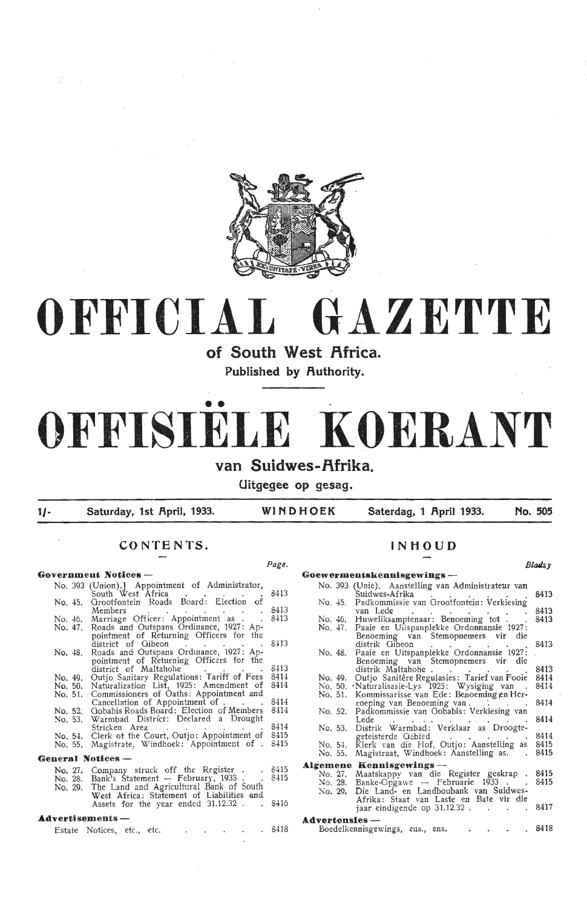# OFFICIAL GAZETTE

## of South West Africa.

### Published by Authority.

# OFFISIËLE KOERANT

## van Suidwes-Afrika.

### Uitgegee op gesag.

1/- Saturday, 1st April, 1933. WINDHOEK Saterdag, 1 April 1933. No. 505

## CONTENTS.

| | Page. |
|---|---|
| **Government Notices —** | |
| No. 393 (Union).] Appointment of Administrator, South West Africa | 8413 |
| No. 45. Grootfontein Roads Board: Election of Members | 8413 |
| No. 46. Marriage Officer: Appointment as | 8413 |
| No. 47. Roads and Outspans Ordinance, 1927: Appointment of Returning Officers for the district of Gibeon | 8413 |
| No. 48. Roads and Outspans Ordinance, 1927: Appointment of Returning Officers for the district of Maltahohe | 8413 |
| No. 49. Outjo Sanitary Regulations: Tariff of Fees | 8414 |
| No. 50. Naturalization List, 1925: Amendment of | 8414 |
| No. 51. Commissioners of Oaths: Appointment and Cancellation of Appointment of | 8414 |
| No. 52. Gobabis Roads Board: Election of Members | 8414 |
| No. 53. Warmbad District: Declared a Drought Stricken Area | 8414 |
| No. 54. Clerk of the Court, Outjo: Appointment of | 8415 |
| No. 55. Magistrate, Windhoek: Appointment of | 8415 |
| **General Notices —** | |
| No. 27. Company struck off the Register | 8415 |
| No. 28. Bank's Statement — February, 1933 | 8415 |
| No. 29. The Land and Agricultural Bank of South West Africa: Statement of Liabilities and Assets for the year ended 31.12.32 | 8416 |
| **Advertisements —** | |
| Estate Notices, etc., etc. | 8418 |

## INHOUD

| | Bladsy |
|---|---|
| **Goewermentskennisgewings —** | |
| No. 393 (Unie). Aanstelling van Administrateur van Suidwes-Afrika | 8413 |
| No. 45. Padkommissie van Grootfontein: Verkiesing van Lede | 8413 |
| No. 46. Huweliksamptenaar: Benoeming tot | 8413 |
| No. 47. Paaie en Uitspanplekke Ordonnansie 1927: Benoeming van Stemopnemers vir die distrik Gibeon | 8413 |
| No. 48. Paaie en Uitspanplekke Ordonnansie 1927: Benoeming van Stemopnemers vir die distrik Maltahohe | 8413 |
| No. 49. Outjo Sanitêre Regulasies: Tarief van Fooie | 8414 |
| No. 50. Naturalisasie-Lys 1925: Wysiging van | 8414 |
| No. 51. Kommissarisse van Ede: Benoeming en Herroeping van Benoeming van | 8414 |
| No. 52. Padkommissie van Gobabis: Verkiesing van Lede | 8414 |
| No. 53. Distrik Warmbad: Verklaar as Droogte-geteisterde Gebied | 8414 |
| No. 54. Klerk van die Hof, Outjo: Aanstelling as | 8415 |
| No. 55. Magistraat, Windhoek: Aanstelling as | 8415 |
| **Algemene Kennisgewings —** | |
| No. 27. Maatskappy van die Register geskrap | 8415 |
| No. 28. Banke-Opgawe — Februarie 1933 | 8415 |
| No. 29. Die Land- en Landboubank van Suidwes-Afrika: Staat van Laste en Bate vir die jaar eindigende op 31.12.32 | 8417 |
| **Advertensies —** | |
| Boedelkennisgewings, ens., ens. | 8418 |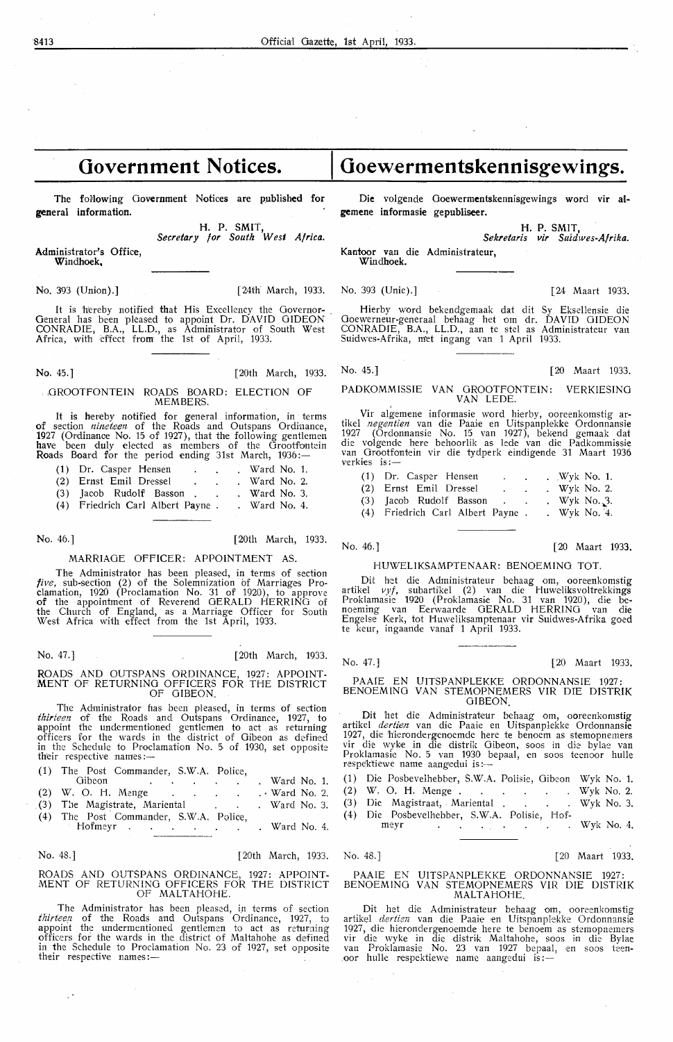# Government Notices.

The following Government Notices are published for general information.

H. P. SMIT,
*Secretary for South West Africa.*

Administrator's Office,
Windhoek.

No. 393 (Union).] [24th March, 1933.

It is hereby notified that His Excellency the Governor-General has been pleased to appoint Dr. DAVID GIDEON CONRADIE, B.A., LL.D., as Administrator of South West Africa, with effect from the 1st of April, 1933.

No. 45.] [20th March, 1933.

GROOTFONTEIN ROADS BOARD: ELECTION OF MEMBERS.

It is hereby notified for general information, in terms of section *nineteen* of the Roads and Outspans Ordinance, 1927 (Ordinance No. 15 of 1927), that the following gentlemen have been duly elected as members of the Grootfontein Roads Board for the period ending 31st March, 1936:—

| | |
|---|---|
| (1) Dr. Casper Hensen | Ward No. 1. |
| (2) Ernst Emil Dressel | Ward No. 2. |
| (3) Jacob Rudolf Basson | Ward No. 3. |
| (4) Friedrich Carl Albert Payne | Ward No. 4. |

No. 46.] [20th March, 1933.

MARRIAGE OFFICER: APPOINTMENT AS.

The Administrator has been pleased, in terms of section *five*, sub-section (2) of the Solemnization of Marriages Proclamation, 1920 (Proclamation No. 31 of 1920), to approve of the appointment of Reverend GERALD HERRING of the Church of England, as a Marriage Officer for South West Africa with effect from the 1st April, 1933.

No. 47.] [20th March, 1933.

ROADS AND OUTSPANS ORDINANCE, 1927: APPOINTMENT OF RETURNING OFFICERS FOR THE DISTRICT OF GIBEON.

The Administrator has been pleased, in terms of section *thirteen* of the Roads and Outspans Ordinance, 1927, to appoint the undermentioned gentlemen to act as returning officers for the wards in the district of Gibeon as defined in the Schedule to Proclamation No. 5 of 1930, set opposite their respective names:—

| | |
|---|---|
| (1) The Post Commander, S.W.A. Police, Gibeon | Ward No. 1. |
| (2) W. O. H. Menge | Ward No. 2. |
| (3) The Magistrate, Mariental | Ward No. 3. |
| (4) The Post Commander, S.W.A. Police, Hofmeyr | Ward No. 4. |

No. 48.] [20th March, 1933.

ROADS AND OUTSPANS ORDINANCE, 1927: APPOINTMENT OF RETURNING OFFICERS FOR THE DISTRICT OF MALTAHOHE.

The Administrator has been pleased, in terms of section *thirteen* of the Roads and Outspans Ordinance, 1927, to appoint the undermentioned gentlemen to act as returning officers for the wards in the district of Maltahohe as defined in the Schedule to Proclamation No. 23 of 1927, set opposite their respective names:—

# Goewermentskennisgewings.

Die volgende Goewermentskennisgewings word vir algemene informasie gepubliseer.

H. P. SMIT,
*Sekretaris vir Suidwes-Afrika.*

Kantoor van die Administrateur,
Windhoek.

No. 393 (Unie).] [24 Maart 1933.

Hierby word bekendgemaak dat dit Sy Eksellensie die Goewerneur-generaal behaag het om dr. DAVID GIDEON CONRADIE, B.A., LL.D., aan te stel as Administrateur van Suidwes-Afrika, met ingang van 1 April 1933.

No. 45.] [20 Maart 1933.

PADKOMMISSIE VAN GROOTFONTEIN: VERKIESING VAN LEDE.

Vir algemene informasie word hierby, ooreenkomstig artikel *negentien* van die Paaie en Uitspanplekke Ordonnansie 1927 (Ordonnansie No. 15 van 1927), bekend gemaak dat die volgende here behoorlik as lede van die Padkommissie van Grootfontein vir die tydperk eindigende 31 Maart 1936 verkies is:—

| | |
|---|---|
| (1) Dr. Casper Hensen | Wyk No. 1. |
| (2) Ernst Emil Dressel | Wyk No. 2. |
| (3) Jacob Rudolf Basson | Wyk No. 3. |
| (4) Friedrich Carl Albert Payne | Wyk No. 4. |

No. 46.] [20 Maart 1933.

HUWELIKSAMPTENAAR: BENOEMING TOT.

Dit het die Administrateur behaag om, ooreenkomstig artikel *vyf*, subartikel (2) van die Huweliksvoltrekkings Proklamasie 1920 (Proklamasie No. 31 van 1920), die benoeming van Eerwaarde GERALD HERRING van die Engelse Kerk, tot Huweliksamptenaar vir Suidwes-Afrika goed te keur, ingaande vanaf 1 April 1933.

No. 47.] [20 Maart 1933.

PAAIE EN UITSPANPLEKKE ORDONNANSIE 1927: BENOEMING VAN STEMOPNEMERS VIR DIE DISTRIK GIBEON.

Dit het die Administrateur behaag om, ooreenkomstig artikel *dertien* van die Paaie en Uitspanplekke Ordonnansie 1927, die hierondergenoemde here te benoem as stemopnemers vir die wyke in die distrik Gibeon, soos in die bylae van Proklamasie No. 5 van 1930 bepaal, en soos teenoor hulle respektiewe name aangedui is:—

| | |
|---|---|
| (1) Die Posbevelhebber, S.W.A. Polisie, Gibeon | Wyk No. 1. |
| (2) W. O. H. Menge | Wyk No. 2. |
| (3) Die Magistraat, Mariental | Wyk No. 3. |
| (4) Die Posbevelhebber, S.W.A. Polisie, Hofmeyr | Wyk No. 4. |

No. 48.] [20 Maart 1933.

PAAIE EN UITSPANPLEKKE ORDONNANSIE 1927: BENOEMING VAN STEMOPNEMERS VIR DIE DISTRIK MALTAHOHE.

Dit het die Administrateur behaag om, ooreenkomstig artikel *dertien* van die Paaie en Uitspanplekke Ordonnansie 1927, die hierondergenoemde here te benoem as stemopnemers vir die wyke in die distrik Maltahohe, soos in die Bylae van Proklamasie No. 23 van 1927 bepaal, en soos teenoor hulle respektiewe name aangedui is:—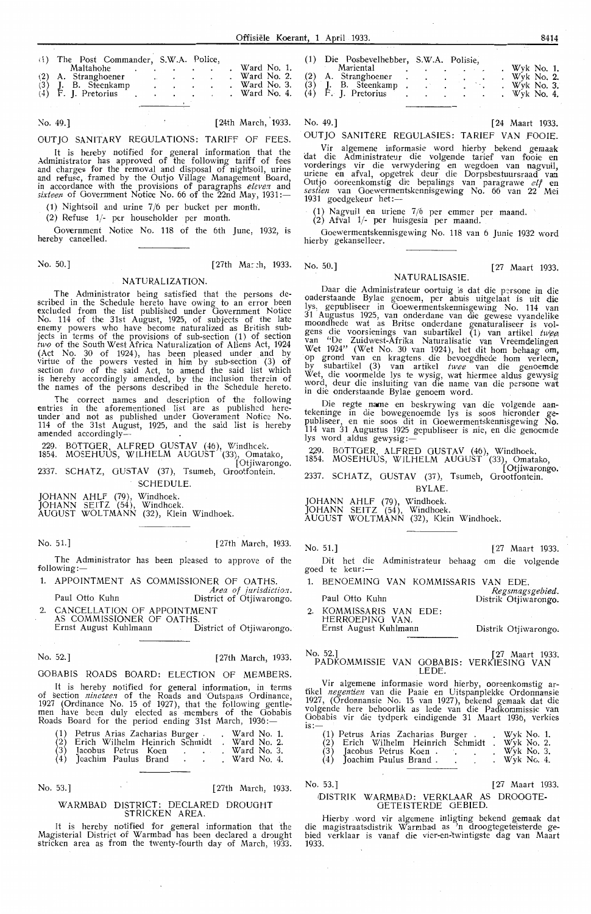| | | |
|---|---|---|
| (1) | The Post Commander, S.W.A. Police, Maltahohe | Ward No. 1. |
| (2) | A. Stranghoener | Ward No. 2. |
| (3) | J. B. Steenkamp | Ward No. 3. |
| (4) | F. J. Pretorius | Ward No. 4. |

No. 49.] [24th March, 1933.

## OUTJO SANITARY REGULATIONS: TARIFF OF FEES.

It is hereby notified for general information that the Administrator has approved of the following tariff of fees and charges for the removal and disposal of nightsoil, urine and refuse, framed by the Outjo Village Management Board, in accordance with the provisions of paragraphs *eleven* and *sixteen* of Government Notice No. 66 of the 22nd May, 1931:—

(1) Nightsoil and urine 7/6 per bucket per month.

(2) Refuse 1/- per householder per month.

Government Notice No. 118 of the 6th June, 1932, is hereby cancelled.

No. 50.] [27th March, 1933.

## NATURALIZATION.

The Administrator being satisfied that the persons described in the Schedule hereto have owing to an error been excluded from the list published under Government Notice No. 114 of the 31st August, 1925, of subjects of the late enemy powers who have become naturalized as British subjects in terms of the provisions of sub-section (1) of section *two* of the South West Africa Naturalization of Aliens Act, 1924 (Act No. 30 of 1924), has been pleased under and by virtue of the powers vested in him by sub-section (3) of section *two* of the said Act, to amend the said list which is hereby accordingly amended, by the inclusion therein of the names of the persons described in the Schedule hereto.

The correct names and description of the following entries in the aforementioned list are as published hereunder and not as published under Government Notice No. 114 of the 31st August, 1925, and the said list is hereby amended accordingly—

229. BÖTTGER, ALFRED GUSTAV (46), Windhoek.
1854. MOSEHUUS, WILHELM AUGUST (33), Omatako, [Otjiwarongo.
2337. SCHATZ, GUSTAV (37), Tsumeb, Grootfontein.

SCHEDULE.

JOHANN AHLF (79), Windhoek.
JOHANN SEITZ (54), Windhoek.
AUGUST WOLTMANN (32), Klein Windhoek.

No. 51.] [27th March, 1933.

The Administrator has been pleased to approve of the following:—

1. APPOINTMENT AS COMMISSIONER OF OATHS.

| | *Area of jurisdiction.* |
|---|---|
| Paul Otto Kuhn | District of Otjiwarongo. |

2. CANCELLATION OF APPOINTMENT AS COMMISSIONER OF OATHS.

| | |
|---|---|
| Ernst August Kuhlmann | District of Otjiwarongo. |

No. 52.] [27th March, 1933.

## GOBABIS ROADS BOARD: ELECTION OF MEMBERS.

It is hereby notified for general information, in terms of section *nineteen* of the Roads and Outspans Ordinance, 1927 (Ordinance No. 15 of 1927), that the following gentlemen have been duly elected as members of the Gobabis Roads Board for the period ending 31st March, 1936:—

| | | |
|---|---|---|
| (1) | Petrus Arias Zacharias Burger | Ward No. 1. |
| (2) | Erich Wilhelm Heinrich Schmidt | Ward No. 2. |
| (3) | Jacobus Petrus Koen | Ward No. 3. |
| (4) | Joachim Paulus Brand | Ward No. 4. |

No. 53.] [27th March, 1933.

## WARMBAD DISTRICT: DECLARED DROUGHT STRICKEN AREA.

It is hereby notified for general information that the Magisterial District of Warmbad has been declared a drought stricken area as from the twenty-fourth day of March, 1933.

| | | |
|---|---|---|
| (1) | Die Posbevelhebber, S.W.A. Polisie, Mariental | Wyk No. 1. |
| (2) | A. Stranghoener | Wyk No. 2. |
| (3) | J. B. Steenkamp | Wyk No. 3. |
| (4) | F. J. Pretorius | Wyk No. 4. |

No. 49.] [24 Maart 1933.

## OUTJO SANITÊRE REGULASIES: TARIEF VAN FOOIE.

Vir algemene informasie word hierby bekend gemaak dat die Administrateur die volgende tarief van fooie en vorderings vir die verwydering en wegdoen van nagvuil, uriene en afval, opgetrek deur die Dorpsbestuursraad van Outjo ooreenkomstig die bepalings van paragrawe *elf* en *sestien* van Goewermentskennisgewing No. 66 van 22 Mei 1931 goedgekeur het:—

(1) Nagvuil en uriene 7/6 per emmer per maand.
(2) Afval 1/- per huisgesin per maand.

Goewermentskennisgewing No. 118 van 6 Junie 1932 word hierby gekanselleer.

No. 50.] [27 Maart 1933.

## NATURALISASIE.

Daar die Administrateur oortuig is dat die persone in die onderstaande Bylae genoem, per abuis uitgelaat is uit die lys, gepubliseer in Goewermentskennisgewing No. 114 van 31 Augustus 1925, van onderdane van die gewese vyandelike moondhede wat as Britse onderdane genaturaliseer is volgens die voorsienings van subartikel (1) van artikel *twee* van "De Zuidwest-Afrika Naturalisatie van Vreemdelingen Wet 1924" (Wet No. 30 van 1924), het dit hom behaag om, op grond van en kragtens die bevoegdhede hom verleen, by subartikel (3) van artikel *twee* van die genoemde Wet, die voormelde lys te wysig, wat hiermee aldus gewysig word, deur die insluiting van die name van die persone wat in die onderstaande Bylae genoem word.

Die regte name en beskrywing van die volgende aantekeninge in die bowegenoemde lys is soos hieronder gepubliseer, en nie soos dit in Goewermentskennisgewing No. 114 van 31 Augustus 1925 gepubliseer is nie, en die genoemde lys word aldus gewysig:—

229. BÖTTGER, ALFRED GUSTAV (46), Windhoek.
1854. MOSEHUUS, WILHELM AUGUST (33), Omatako, [Otjiwarongo.
2337. SCHATZ, GUSTAV (37), Tsumeb, Grootfontein.

BYLAE.

JOHANN AHLF (79), Windhoek.
JOHANN SEITZ (54), Windhoek.
AUGUST WOLTMANN (32), Klein Windhoek.

No. 51.] [27 Maart 1933.

Dit het die Administrateur behaag om die volgende goed te keur:—

1. BENOEMING VAN KOMMISSARIS VAN EDE.

| | *Regsmagsgebied.* |
|---|---|
| Paul Otto Kuhn | Distrik Otjiwarongo. |

2. KOMMISSARIS VAN EDE: HERROEPING VAN.

| | |
|---|---|
| Ernst August Kuhlmann | Distrik Otjiwarongo. |

No. 52.] [27 Maart 1933.

## PADKOMMISSIE VAN GOBABIS: VERKIESING VAN LEDE.

Vir algemene informasie word hierby, ooreenkomstig artikel *negentien* van die Paaie en Uitspanplekke Ordonnansie 1927, (Ordonnansie No. 15 van 1927), bekend gemaak dat die volgende here behoorlik as lede van die Padkommissie van Gobabis vir die tydperk eindigende 31 Maart 1936, verkies is:—

| | | |
|---|---|---|
| (1) | Petrus Arias Zacharias Burger | Wyk No. 1. |
| (2) | Erich Wilhelm Heinrich Schmidt | Wyk No. 2. |
| (3) | Jacobus Petrus Koen | Wyk No. 3. |
| (4) | Joachim Paulus Brand | Wyk No. 4. |

No. 53.] [27 Maart 1933.

## DISTRIK WARMBAD: VERKLAAR AS DROOGTE-GETEISTERDE GEBIED.

Hierby word vir algemene inligting bekend gemaak dat die magistraatsdistrik Warmbad as 'n droogtegeteisterde gebied verklaar is vanaf die vier-en-twintigste dag van Maart 1933.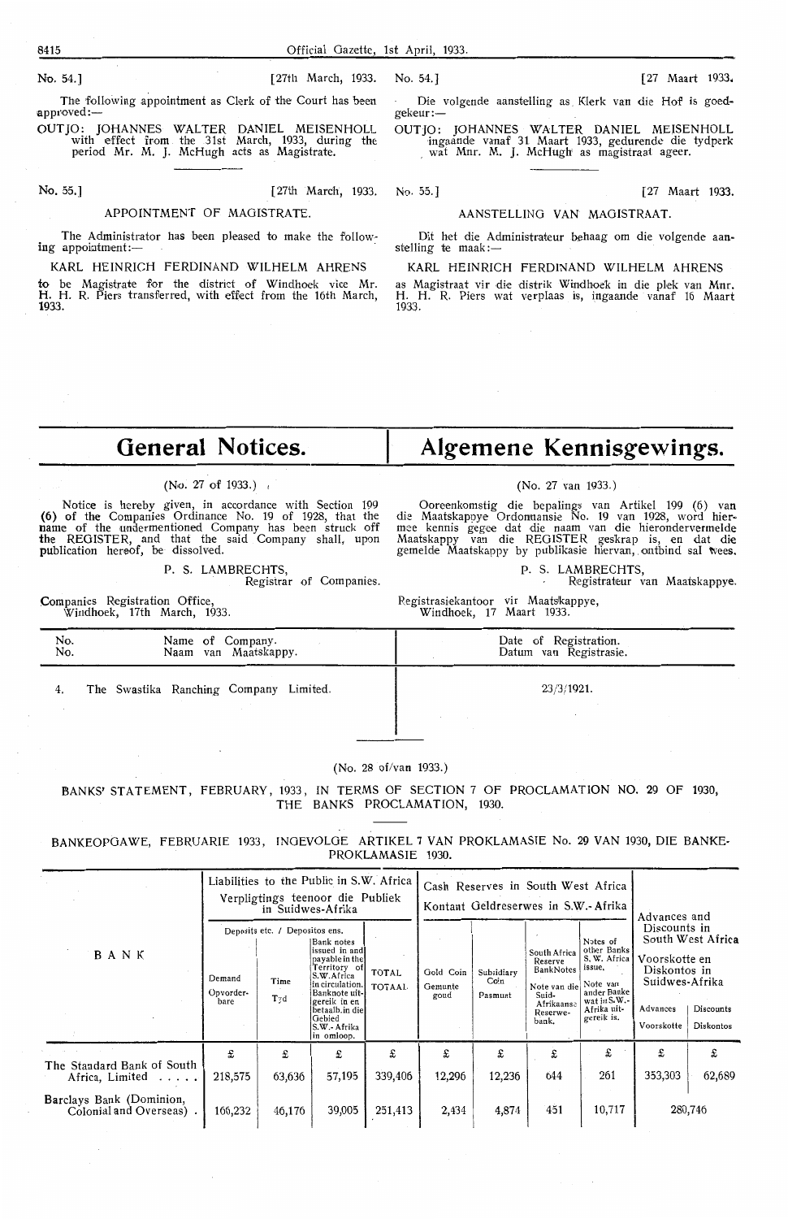No. 54.] [27th March, 1933.

The following appointment as Clerk of the Court has been approved:—

OUTJO: JOHANNES WALTER DANIEL MEISENHOLL with effect from the 31st March, 1933, during the period Mr. M. J. McHugh acts as Magistrate.

No. 54.] [27 Maart 1933.

Die volgende aanstelling as Klerk van die Hof is goedgekeur:—

OUTJO: JOHANNES WALTER DANIEL MEISENHOLL ingaande vanaf 31 Maart 1933, gedurende die tydperk wat Mnr. M. J. McHugh as magistraat ageer.

No. 55.] [27th March, 1933.

APPOINTMENT OF MAGISTRATE.

The Administrator has been pleased to make the following appointment:—

KARL HEINRICH FERDINAND WILHELM AHRENS

to be Magistrate for the district of Windhoek vice Mr. H. H. R. Piers transferred, with effect from the 16th March, 1933.

No. 55.] [27 Maart 1933.

AANSTELLING VAN MAGISTRAAT.

Dit het die Administrateur behaag om die volgende aanstelling te maak:—

KARL HEINRICH FERDINAND WILHELM AHRENS

as Magistraat vir die distrik Windhoek in die plek van Mnr. H. H. R. Piers wat verplaas is, ingaande vanaf 16 Maart 1933.

# General Notices.

# Algemene Kennisgewings.

(No. 27 of 1933.)

Notice is hereby given, in accordance with Section 199 (6) of the Companies Ordinance No. 19 of 1928, that the name of the undermentioned Company has been struck off the REGISTER, and that the said Company shall, upon publication hereof, be dissolved.

P. S. LAMBRECHTS,
Registrar of Companies.

Companies Registration Office,
Windhoek, 17th March, 1933.

(No. 27 van 1933.)

Ooreenkomstig die bepalings van Artikel 199 (6) van die Maatskappye Ordonnansie No. 19 van 1928, word hiermee kennis gegee dat die naam van die hierondervermelde Maatskappy van die REGISTER geskrap is, en dat die gemelde Maatskappy by publikasie hiervan, ontbind sal wees.

P. S. LAMBRECHTS,
Registrateur van Maatskappye.

Registrasiekantoor vir Maatskappye,
Windhoek, 17 Maart 1933.

| No. / No. | Name of Company. / Naam van Maatskappy. | Date of Registration. / Datum van Registrasie. |
|---|---|---|
| 4. | The Swastika Ranching Company Limited. | 23/3/1921. |

(No. 28 of/van 1933.)

BANKS' STATEMENT, FEBRUARY, 1933, IN TERMS OF SECTION 7 OF PROCLAMATION NO. 29 OF 1930, THE BANKS PROCLAMATION, 1930.

BANKEOPGAWE, FEBRUARIE 1933, INGEVOLGE ARTIKEL 7 VAN PROKLAMASIE No. 29 VAN 1930, DIE BANKE-PROKLAMASIE 1930.

| BANK | Liabilities to the Public in S.W. Africa / Verpligtings teenoor die Publiek in Suidwes-Afrika | | | | Cash Reserves in South West Africa / Kontant Geldreserwes in S.W.-Afrika | | | | Advances and Discounts in South West Africa / Voorskotte en Diskontos in Suidwes-Afrika | |
|---|---|---|---|---|---|---|---|---|---|---|
| | Deposits etc. / Depositos ens. | | | | | | | | | |
| | Demand / Opvorderbare | Time / Tyd | Bank notes issued in and payable in the Territory of S.W.Africa in circulation. / Banknote uitgereik in en betaalb. in die Gebied S.W.-Afrika in omloop. | TOTAL / TOTAAL | Gold Coin / Gemunte goud | Subsidiary Coin / Pasmunt | South Africa Reserve Bank Notes / Note van die Suid-Afrikaanse Reserwebank. | Notes of other Banks S.W. Africa issue. / Note van ander Banke wat in S.W.-Afrika uitgereik is. | Advances / Voorskotte | Discounts / Diskontos |
| | £ | £ | £ | £ | £ | £ | £ | £ | £ | £ |
| The Standard Bank of South Africa, Limited ..... | 218,575 | 63,636 | 57,195 | 339,406 | 12,296 | 12,236 | 644 | 261 | 353,303 | 62,689 |
| Barclays Bank (Dominion, Colonial and Overseas) . | 166,232 | 46,176 | 39,005 | 251,413 | 2,434 | 4,874 | 451 | 10,717 | 280,746 | |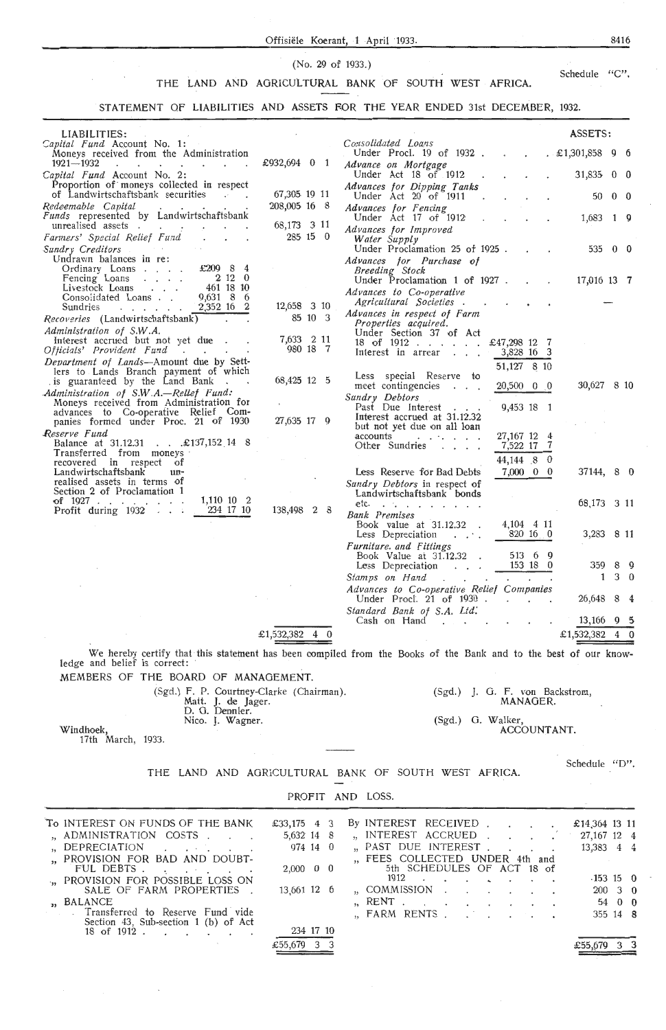(No. 29 of 1933.)

Schedule "C".

## THE LAND AND AGRICULTURAL BANK OF SOUTH WEST AFRICA.

### STATEMENT OF LIABILITIES AND ASSETS FOR THE YEAR ENDED 31st DECEMBER, 1932.

| LIABILITIES: | | | ASSETS: | | |
|---|---|---|---|---|---|
| *Capital Fund* Account No. 1: Moneys received from the Administration 1921—1932 | | £932,694 0 1 | *Consolidated Loans* Under Procl. 19 of 1932 | | £1,301,858 9 6 |
| *Capital Fund* Account No. 2: Proportion of moneys collected in respect of Landwirtschaftsbank securities | | 67,305 19 11 | *Advance on Mortgage* Under Act 18 of 1912 | | 31,835 0 0 |
| *Redeemable Capital* | | 208,005 16 8 | *Advances for Dipping Tanks* Under Act 20 of 1911 | | 50 0 0 |
| *Funds* represented by Landwirtschaftsbank unrealised assets | | 68,173 3 11 | *Advances for Fencing* Under Act 17 of 1912 | | 1,683 1 9 |
| *Farmers' Special Relief Fund* | | 285 15 0 | *Advances for Improved Water Supply* Under Proclamation 25 of 1925 | | 535 0 0 |
| *Sundry Creditors* Undrawn balances in re: | | | *Advances for Purchase of Breeding Stock* Under Proclamation 1 of 1927 | | 17,016 13 7 |
| Ordinary Loans | £209 8 4 | | *Advances to Co-operative Agricultural Societies* | | — |
| Fencing Loans | 2 12 0 | | *Advances in respect of Farm Properties acquired.* | | |
| Livestock Loans | 461 18 10 | | Under Section 37 of Act 18 of 1912 | £47,298 12 7 | |
| Consolidated Loans | 9,631 8 6 | | Interest in arrear | 3,828 16 3 | |
| Sundries | 2,352 16 2 | 12,658 3 10 | | 51,127 8 10 | |
| *Recoveries* (Landwirtschaftsbank) | | 85 10 3 | Less special Reserve to meet contingencies | 20,500 0 0 | 30,627 8 10 |
| *Administration of S.W.A.* Interest accrued but not yet due | | 7,633 2 11 | *Sundry Debtors* | | |
| *Officials' Provident Fund* | | 980 18 7 | Past Due Interest | 9,453 18 1 | |
| *Department of Lands*—Amount due by Settlers to Lands Branch payment of which is guaranteed by the Land Bank | | 68,425 12 5 | Interest accrued at 31.12.32 but not yet due on all loan accounts | 27,167 12 4 | |
| *Administration of S.W.A.—Relief Fund:* Moneys received from Administration for advances to Co-operative Relief Companies formed under Proc. 21 of 1930 | | 27,635 17 9 | Other Sundries | 7,522 17 7 | |
| *Reserve Fund* | | | | 44,144 8 0 | |
| Balance at 31.12.31 | £137,152 14 8 | | Less Reserve for Bad Debts | 7,000 0 0 | 37144, 8 0 |
| Transferred from moneys recovered in respect of Landwirtschaftsbank unrealised assets in terms of Section 2 of Proclamation 1 of 1927 | 1,110 10 2 | | *Sundry Debtors* in respect of Landwirtschaftsbank bonds etc. | | 68,173 3 11 |
| Profit during 1932 | 234 17 10 | 138,498 2 8 | *Bank Premises* | | |
| | | | Book value at 31.12.32 | 4,104 4 11 | |
| | | | Less Depreciation | 820 16 0 | 3,283 8 11 |
| | | | *Furniture and Fittings* | | |
| | | | Book Value at 31.12.32 | 513 6 9 | |
| | | | Less Depreciation | 153 18 0 | 359 8 9 |
| | | | *Stamps on Hand* | | 1 3 0 |
| | | | *Advances to Co-operative Relief Companies* Under Procl. 21 of 1930 | | 26,648 8 4 |
| | | | *Standard Bank of S.A. Ltd.* Cash on Hand | | 13,166 9 5 |
| | | £1,532,382 4 0 | | | £1,532,382 4 0 |

We hereby certify that this statement has been compiled from the Books of the Bank and to the best of our knowledge and belief is correct:

MEMBERS OF THE BOARD OF MANAGEMENT.

(Sgd.) F. P. Courtney-Clarke (Chairman).
Matt. J. de Jager.
D. G. Demmler.
Nico. J. Wagner.

(Sgd.) J. G. F. von Backstrom,
MANAGER.

(Sgd.) G. Walker,
ACCOUNTANT.

Windhoek,
17th March, 1933.

---

Schedule "D".

## THE LAND AND AGRICULTURAL BANK OF SOUTH WEST AFRICA.

### PROFIT AND LOSS.

| | | | |
|---|---|---|---|
| To INTEREST ON FUNDS OF THE BANK | £33,175 4 3 | By INTEREST RECEIVED | £14,364 13 11 |
| „ ADMINISTRATION COSTS | 5,632 14 8 | „ INTEREST ACCRUED | 27,167 12 4 |
| „ DEPRECIATION | 974 14 0 | „ PAST DUE INTEREST | 13,383 4 4 |
| „ PROVISION FOR BAD AND DOUBTFUL DEBTS | 2,000 0 0 | „ FEES COLLECTED UNDER 4th and 5th SCHEDULES OF ACT 18 of 1912 | 153 15 0 |
| „ PROVISION FOR POSSIBLE LOSS ON SALE OF FARM PROPERTIES | 13,661 12 6 | „ COMMISSION | 200 3 0 |
| „ BALANCE | | „ RENT | 54 0 0 |
| Transferred to Reserve Fund vide Section 43, Sub-section 1 (b) of Act 18 of 1912 | 234 17 10 | „ FARM RENTS | 355 14 8 |
| | £55,679 3 3 | | £55,679 3 3 |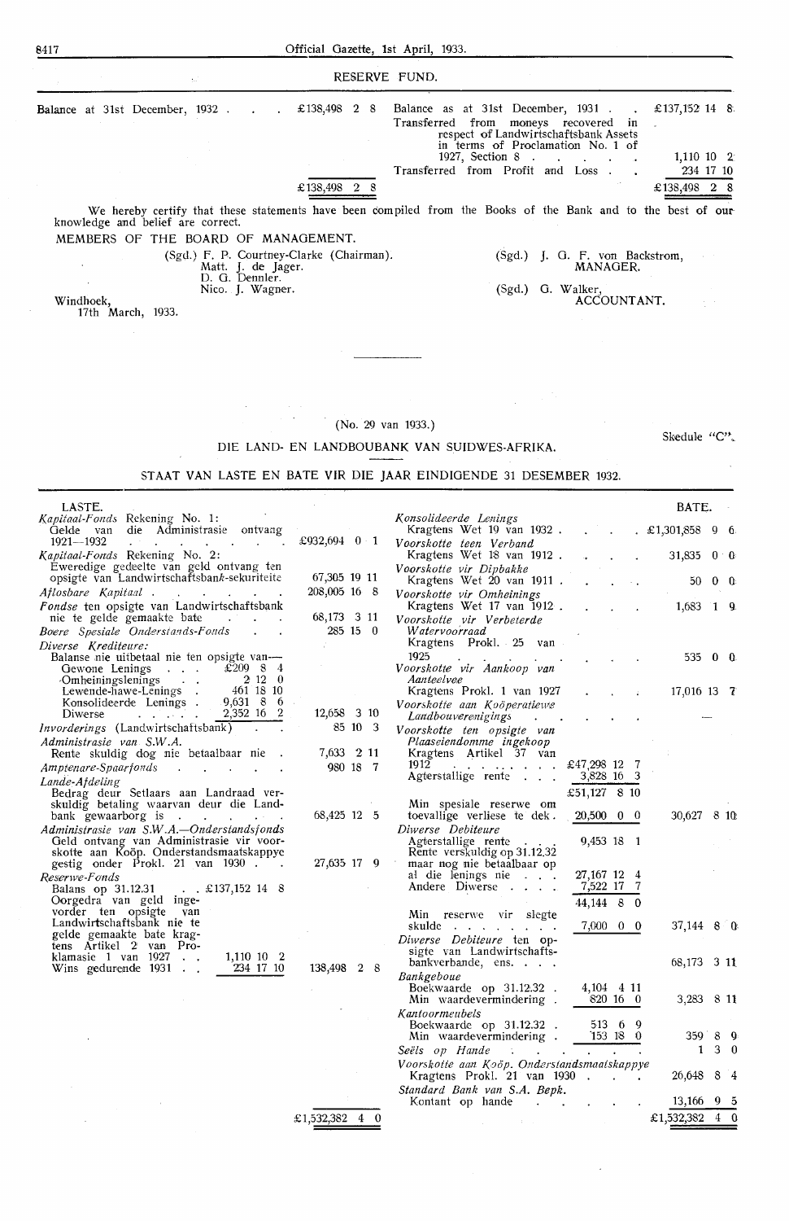## RESERVE FUND.

| | | | |
|---|---|---|---|
| Balance at 31st December, 1932 | £138,498 2 8 | Balance as at 31st December, 1931 | £137,152 14 8 |
| | | Transferred from moneys recovered in respect of Landwirtschaftsbank Assets in terms of Proclamation No. 1 of 1927, Section 8 | 1,110 10 2 |
| | | Transferred from Profit and Loss | 234 17 10 |
| | £138,498 2 8 | | £138,498 2 8 |

We hereby certify that these statements have been compiled from the Books of the Bank and to the best of our knowledge and belief are correct.

MEMBERS OF THE BOARD OF MANAGEMENT.

(Sgd.) F. P. Courtney-Clarke (Chairman).
Matt. J. de Jager.
D. G. Dennler.
Nico. J. Wagner.

(Sgd.) J. G. F. von Backstrom,
MANAGER.

(Sgd.) G. Walker,
ACCOUNTANT.

Windhoek,
17th March, 1933.

---

(No. 29 van 1933.)

Skedule "C".

## DIE LAND- EN LANDBOUBANK VAN SUIDWES-AFRIKA.

### STAAT VAN LASTE EN BATE VIR DIE JAAR EINDIGENDE 31 DESEMBER 1932.

| LASTE. | | | BATE. | | |
|---|---|---|---|---|---|
| *Kapitaal-Fonds* Rekening No. 1: Gelde van die Administrasie ontvang 1921—1932 | | £932,694 0 1 | *Konsolideerde Lenings* Kragtens Wet 19 van 1932 | | £1,301,858 9 6 |
| *Kapitaal-Fonds* Rekening No. 2: Eweredige gedeelte van geld ontvang ten opsigte van Landwirtschaftsbank-sekuriteite | | 67,305 19 11 | *Voorskotte teen Verband* Kragtens Wet 18 van 1912 | | 31,835 0 0 |
| *Aflosbare Kapitaal* | | 208,005 16 8 | *Voorskotte vir Dipbakke* Kragtens Wet 20 van 1911 | | 50 0 0 |
| *Fondse* ten opsigte van Landwirtschaftsbank nie te gelde gemaakte bate | | 68,173 3 11 | *Voorskotte vir Omheinings* Kragtens Wet 17 van 1912 | | 1,683 1 9 |
| *Boere Spesiale Onderstands-Fonds* | | 285 15 0 | *Voorskotte vir Verbeterde Watervoorraad* Kragtens Prokl. 25 van 1925 | | 535 0 0 |
| *Diverse Krediteure:* Balanse nie uitbetaal nie ten opsigte van— | | | *Voorskotte vir Aankoop van Aanteelvee* Kragtens Prokl. 1 van 1927 | | 17,016 13 7 |
| Gewone Lenings | £209 8 4 | | *Voorskotte aan Koöperatiewe Landbouverenigings* | | — |
| Omheiningslenings | 2 12 0 | | *Voorskotte ten opsigte van Plaaseiendomme ingekoop* Kragtens Artikel 37 van 1912 | £47,298 12 7 | |
| Lewende-hawe-Lenings | 461 18 10 | | Agterstallige rente | 3,828 16 3 | |
| Konsolideerde Lenings | 9,631 8 6 | | | £51,127 8 10 | |
| Diverse | 2,352 16 2 | 12,658 3 10 | Min spesiale reserwe om toevallige verliese te dek | 20,500 0 0 | 30,627 8 10 |
| *Invorderings* (Landwirtschaftsbank) | | 85 10 3 | *Diverse Debiteure* Agterstallige rente | 9,453 18 1 | |
| *Administrasie van S.W.A.* Rente skuldig dog nie betaalbaar nie | | 7,633 2 11 | Rente verskuldig op 31.12.32 maar nog nie betaalbaar op al die lenings nie | 27,167 12 4 | |
| *Amptenare-Spaarfonds* | | 980 18 7 | Andere Diverse | 7,522 17 7 | |
| *Lande-Afdeling* Bedrag deur Setlaars aan Landraad verskuldig betaling waarvan deur die Landbank gewaarborg is | | 68,425 12 5 | | 44,144 8 0 | |
| *Administrasie van S.W.A.—Onderstandsfonds* Geld ontvang van Administrasie vir voorskotte aan Koöp. Onderstandsmaatskappye gestig onder Prokl. 21 van 1930 | | 27,635 17 9 | Min reserwe vir slegte skulde | 7,000 0 0 | 37,144 8 0 |
| *Reserwe-Fonds* Balans op 31.12.31 | £137,152 14 8 | | *Diverse Debiteure* ten opsigte van Landwirtschaftsbankverbande, ens. | | 68,173 3 11 |
| Oorgedra van geld ingevorder ten opsigte van Landwirtschaftsbank nie te gelde gemaakte bate kragtens Artikel 2 van Proklamasie 1 van 1927 | 1,110 10 2 | | *Bankgeboue* Boekwaarde op 31.12.32 | 4,104 4 11 | |
| Wins gedurende 1931 | 234 17 10 | 138,498 2 8 | Min waardevermindering | 820 16 0 | 3,283 8 11 |
| | | | *Kantoormeubels* Boekwaarde op 31.12.32 | 513 6 9 | |
| | | | Min waardevermindering | 153 18 0 | 359 8 9 |
| | | | *Seëls op Hande* | | 1 3 0 |
| | | | *Voorskotte aan Koöp. Onderstandsmaatskappye* Kragtens Prokl. 21 van 1930 | | 26,648 8 4 |
| | | | *Standard Bank van S.A. Bepk.* Kontant op hande | | 13,166 9 5 |
| | | £1,532,382 4 0 | | | £1,532,382 4 0 |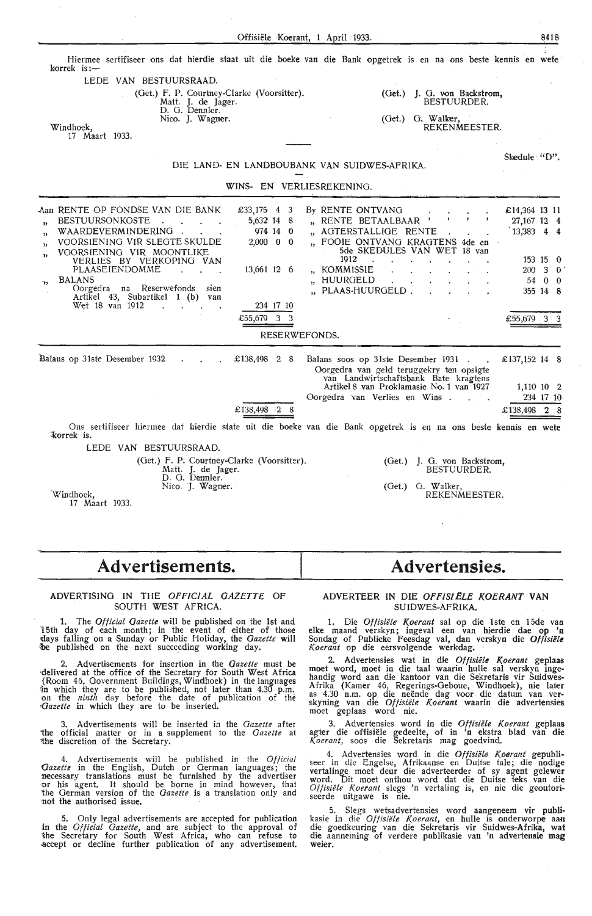Hiermee sertifiseer ons dat hierdie staat uit die boeke van die Bank opgetrek is en na ons beste kennis en wete korrek is:—

LEDE VAN BESTUURSRAAD.

(Get.) F. P. Courtney-Clarke (Voorsitter).
Matt. J. de Jager.
D. G. Dennler.
Nico. J. Wagner.

(Get.) J. G. von Backstrom,
BESTUURDER.

(Get.) G. Walker,
REKENMEESTER.

Windhoek,
17 Maart 1933.

Skedule "D".

DIE LAND- EN LANDBOUBANK VAN SUIDWES-AFRIKA.

WINS- EN VERLIESREKENING.

| | | | |
|---|---|---|---|
| Aan RENTE OP FONDSE VAN DIE BANK | £33,175 4 3 | By RENTE ONTVANG | £14,364 13 11 |
| „ BESTUURSONKOSTE | 5,632 14 8 | „ RENTE BETAALBAAR | 27,167 12 4 |
| „ WAARDEVERMINDERING | 974 14 0 | „ AGTERSTALLIGE RENTE | 13,383 4 4 |
| „ VOORSIENING VIR SLEGTE SKULDE | 2,000 0 0 | „ FOOIE ONTVANG KRAGTENS 4de en 5de SKEDULES VAN WET 18 van 1912 | 153 15 0 |
| „ VOORSIENING VIR MOONTLIKE VERLIES BY VERKOPING VAN PLAASEIENDOMME | 13,661 12 6 | „ KOMMISSIE | 200 3 0 |
| „ BALANS Oorgedra na Reserwefonds sien Artikel 43, Subartikel 1 (b) van Wet 18 van 1912 | 234 17 10 | „ HUURGELD | 54 0 0 |
| | | „ PLAAS-HUURGELD | 355 14 8 |
| | £55,679 3 3 | | £55,679 3 3 |

RESERWEFONDS.

| | | | |
|---|---|---|---|
| Balans op 31ste Desember 1932 | £138,498 2 8 | Balans soos op 31ste Desember 1931 | £137,152 14 8 |
| | | Oorgedra van geld teruggekry ten opsigte van Landwirtschaftsbank Bate kragtens Artikel 8 van Proklamasie No. 1 van 1927 | 1,110 10 2 |
| | | Oorgedra van Verlies en Wins | 234 17 10 |
| | £138,498 2 8 | | £138,498 2 8 |

Ons sertifiseer hiermee dat hierdie state uit die boeke van die Bank opgetrek is en na ons beste kennis en wete korrek is.

LEDE VAN BESTUURSRAAD.

(Get.) F. P. Courtney-Clarke (Voorsitter).
Matt. J. de Jager.
D. G. Dennler.
Nico. J. Wagner.

(Get.) J. G. von Backstrom,
BESTUURDER.

(Get.) G. Walker,
REKENMEESTER.

Windhoek,
17 Maart 1933.

# Advertisements.

## ADVERTISING IN THE *OFFICIAL GAZETTE* OF SOUTH WEST AFRICA.

1. The *Official Gazette* will be published on the 1st and 15th day of each month; in the event of either of those days falling on a Sunday or Public Holiday, the *Gazette* will be published on the next succeeding working day.

2. Advertisements for insertion in the *Gazette* must be delivered at the office of the Secretary for South West Africa (Room 46, Government Buildings, Windhoek) in the languages in which they are to be published, not later than 4.30 p.m. on the *ninth* day before the date of publication of the *Gazette* in which they are to be inserted.

3. Advertisements will be inserted in the *Gazette* after the official matter or in a supplement to the *Gazette* at the discretion of the Secretary.

4. Advertisements will be published in the *Official Gazette* in the English, Dutch or German languages; the necessary translations must be furnished by the advertiser or his agent. It should be borne in mind however, that the German version of the *Gazette* is a translation only and not the authorised issue.

5. Only legal advertisements are accepted for publication in the *Official Gazette*, and are subject to the approval of the Secretary for South West Africa, who can refuse to accept or decline further publication of any advertisement.

# Advertensies.

## ADVERTEER IN DIE *OFFISIËLE KOERANT* VAN SUIDWES-AFRIKA.

1. Die *Offisiële Koerant* sal op die 1ste en 15de van elke maand verskyn; ingeval een van hierdie dae op 'n Sondag of Publieke Feesdag val, dan verskyn die *Offisiële Koerant* op die eersvolgende werkdag.

2. Advertensies wat in die *Offisiële Koerant* geplaas moet word, moet in die taal waarin hulle sal verskyn ingehandig word aan die kantoor van die Sekretaris vir Suidwes-Afrika (Kamer 46, Regerings-Geboue, Windhoek), nie later as 4.30 n.m. op die neënde dag voor die datum van verskyning van die *Offisiële Koerant* waarin die advertensies moet geplaas word nie.

3. Advertensies word in die *Offisiële Koerant* geplaas agter die offisiële gedeelte, of in 'n ekstra blad van die *Koerant*, soos die Sekretaris mag goedvind.

4. Advertensies word in die *Offisiële Koerant* gepubliseer in die Engelse, Afrikaanse en Duitse tale; die nodige vertalinge moet deur die adverteerder of sy agent gelewer word. Dit moet onthou word dat die Duitse teks van die *Offisiële Koerant* slegs 'n vertaling is, en nie die geoutoriseerde uitgawe is nie.

5. Slegs wetsadvertensies word aangeneem vir publikasie in die *Offisiële Koerant*, en hulle is onderworpe aan die goedkeuring van die Sekretaris vir Suidwes-Afrika, wat die aanneming of verdere publikasie van 'n advertensie mag weier.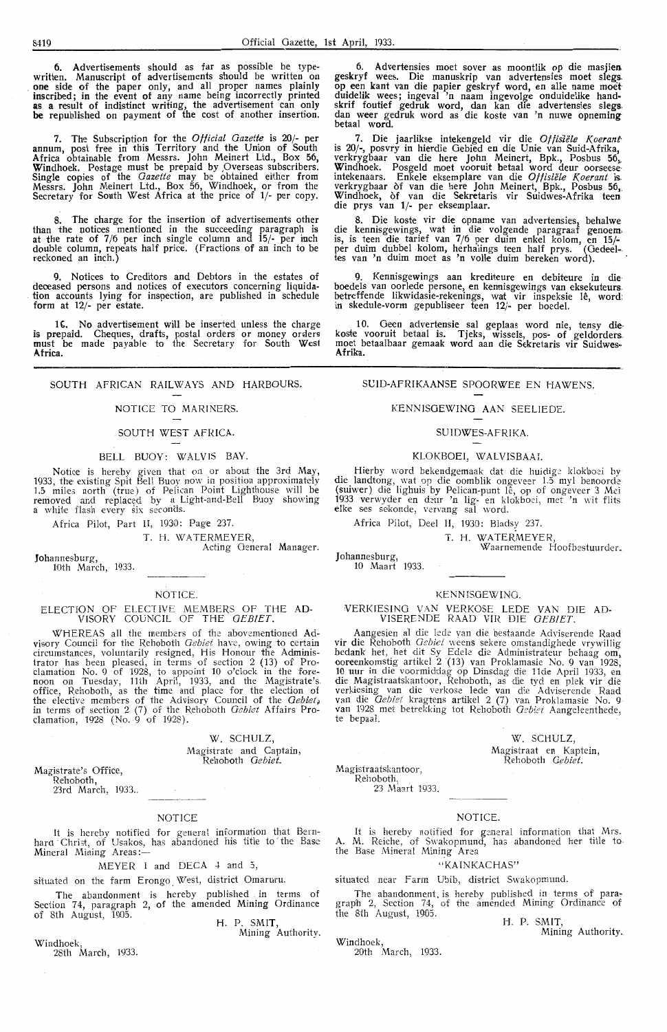6. Advertisements should as far as possible be typewritten. Manuscript of advertisements should be written on one side of the paper only, and all proper names plainly inscribed; in the event of any name being incorrectly printed as a result of indistinct writing, the advertisement can only be republished on payment of the cost of another insertion.

7. The Subscription for the *Official Gazette* is 20/- per annum, post free in this Territory and the Union of South Africa obtainable from Messrs. John Meinert Ltd., Box 56, Windhoek. Postage must be prepaid by Overseas subscribers. Single copies of the *Gazette* may be obtained either from Messrs. John Meinert Ltd., Box 56, Windhoek, or from the Secretary for South West Africa at the price of 1/- per copy.

8. The charge for the insertion of advertisements other than the notices mentioned in the succeeding paragraph is at the rate of 7/6 per inch single column and 15/- per inch double column, repeats half price. (Fractions of an inch to be reckoned an inch.)

9. Notices to Creditors and Debtors in the estates of deceased persons and notices of executors concerning liquidation accounts lying for inspection, are published in schedule form at 12/- per estate.

10. No advertisement will be inserted unless the charge is prepaid. Cheques, drafts, postal orders or money orders must be made payable to the Secretary for South West Africa.

6. Advertensies moet sover as moontlik op die masjien geskryf wees. Die manuskrip van advertensies moet slegs op een kant van die papier geskryf word, en alle name moet duidelik wees; ingeval 'n naam ingevolge onduidelike handskrif foutief gedruk word, dan kan die advertensies slegs dan weer gedruk word as die koste van 'n nuwe opneming betaal word.

7. Die jaarlikse intekengeld vir die *Offisiële Koerant* is 20/-, posvry in hierdie Gebied en die Unie van Suid-Afrika, verkrygbaar van die here John Meinert, Bpk., Posbus 56, Windhoek. Posgeld moet vooruit betaal word deur oorseese intekenaars. Enkele eksemplare van die *Offisiële Koerant* is verkrygbaar òf van die here John Meinert, Bpk., Posbus 56, Windhoek, òf van die Sekretaris vir Suidwes-Afrika teen die prys van 1/- per eksemplaar.

8. Die koste vir die opname van advertensies, behalwe die kennisgewings, wat in die volgende paragraaf genoem is, is teen die tarief van 7/6 per duim enkel kolom, en 15/- per duim dubbel kolom, herhalings teen half prys. (Gedeeltes van 'n duim moet as 'n volle duim bereken word).

9. Kennisgewings aan krediteure en debiteure in die boedels van oorlede persone, en kennisgewings van eksekuteurs betreffende likwidasie-rekenings, wat vir inspeksie lê, word in skedule-vorm gepubliseer teen 12/- per boedel.

10. Geen advertensie sal geplaas word nie, tensy die koste vooruit betaal is. Tjeks, wissels, pos- of geldorders moet betaalbaar gemaak word aan die Sekretaris vir Suidwes-Afrika.

---

SOUTH AFRICAN RAILWAYS AND HARBOURS.

NOTICE TO MARINERS.

SOUTH WEST AFRICA.

BELL BUOY: WALVIS BAY.

Notice is hereby given that on or about the 3rd May, 1933, the existing Spit Bell Buoy now in position approximately 1.5 miles north (true) of Pelican Point Lighthouse will be removed and replaced by a Light-and-Bell Buoy showing a white flash every six seconds.

Africa Pilot, Part II, 1930: Page 237.

T. H. WATERMEYER,
Acting General Manager.

Johannesburg,
10th March, 1933.

SUID-AFRIKAANSE SPOORWEë EN HAWENS.

KENNISGEWING AAN SEELIEDE.

SUIDWES-AFRIKA.

KLOKBOEI, WALVISBAAI.

Hierby word bekendgemaak dat die huidige klokboei by die landtong, wat op die oomblik ongeveer 1.5 myl benoorde (suiwer) die lighuis by Pelican-punt lê, op of ongeveer 3 Mei 1933 verwyder en deur 'n lig- en klokboei, met 'n wit flits elke ses sekonde, vervang sal word.

Africa Pilot, Deel II, 1930: Bladsy 237.

T. H. WATERMEYER,
Waarnemende Hoofbestuurder.

Johannesburg,
10 Maart 1933.

---

NOTICE.

ELECTION OF ELECTIVE MEMBERS OF THE ADVISORY COUNCIL OF THE *GEBIET*.

WHEREAS all the members of the abovementioned Advisory Council for the Rehoboth *Gebiet* have, owing to certain circumstances, voluntarily resigned, His Honour the Administrator has been pleased, in terms of section 2 (13) of Proclamation No. 9 of 1928, to appoint 10 o'clock in the forenoon on Tuesday, 11th April, 1933, and the Magistrate's office, Rehoboth, as the time and place for the election of the elective members of the Advisory Council of the *Gebiet*, in terms of section 2 (7) of the Rehoboth *Gebiet* Affairs Proclamation, 1928 (No. 9 of 1928).

W. SCHULZ,
Magistrate and Captain,
Rehoboth *Gebiet*.

Magistrate's Office,
Rehoboth,
23rd March, 1933.

KENNISGEWING.

VERKIESING VAN VERKOSE LEDE VAN DIE ADVISERENDE RAAD VIR DIE *GEBIET*.

Aangesien al die lede van die bestaande Adviserende Raad vir die Rehoboth *Gebiet* weens sekere omstandighede vrywillig bedank het, het dit Sy Edele die Administrateur behaag om, ooreenkomstig artikel 2 (13) van Proklamasie No. 9 van 1928, 10 uur in die voormiddag op Dinsdag die 11de April 1933, en die Magistraatskantoor, Rehoboth, as die tyd en plek vir die verkiesing van die verkose lede van die Adviserende Raad van die *Gebiet* kragtens artikel 2 (7) van Proklamasie No. 9 van 1928 met betrekking tot Rehoboth *Gebiet* Aangeleenthede, te bepaal.

W. SCHULZ,
Magistraat en Kaptein,
Rehoboth *Gebiet*.

Magistraatskantoor,
Rehoboth,
23 Maart 1933.

---

NOTICE

It is hereby notified for general information that Bernhard Christ, of Usakos, has abandoned his title to the Base Mineral Mining Areas:—

MEYER I and DECA 4 and 5,

situated on the farm Erongo West, district Omaruru.

The abandonment is hereby published in terms of Section 74, paragraph 2, of the amended Mining Ordinance of 8th August, 1905.

H. P. SMIT,
Mining Authority.

Windhoek,
28th March, 1933.

NOTICE.

It is hereby notified for general information that Mrs. A. M. Reiche, of Swakopmund, has abandoned her title to the Base Mineral Mining Area

"KAINKACHAS"

situated near Farm Ubib, district Swakopmund.

The abandonment is hereby published in terms of paragraph 2, Section 74, of the amended Mining Ordinance of the 8th August, 1905.

H. P. SMIT,
Mining Authority.

Windhoek,
20th March, 1933.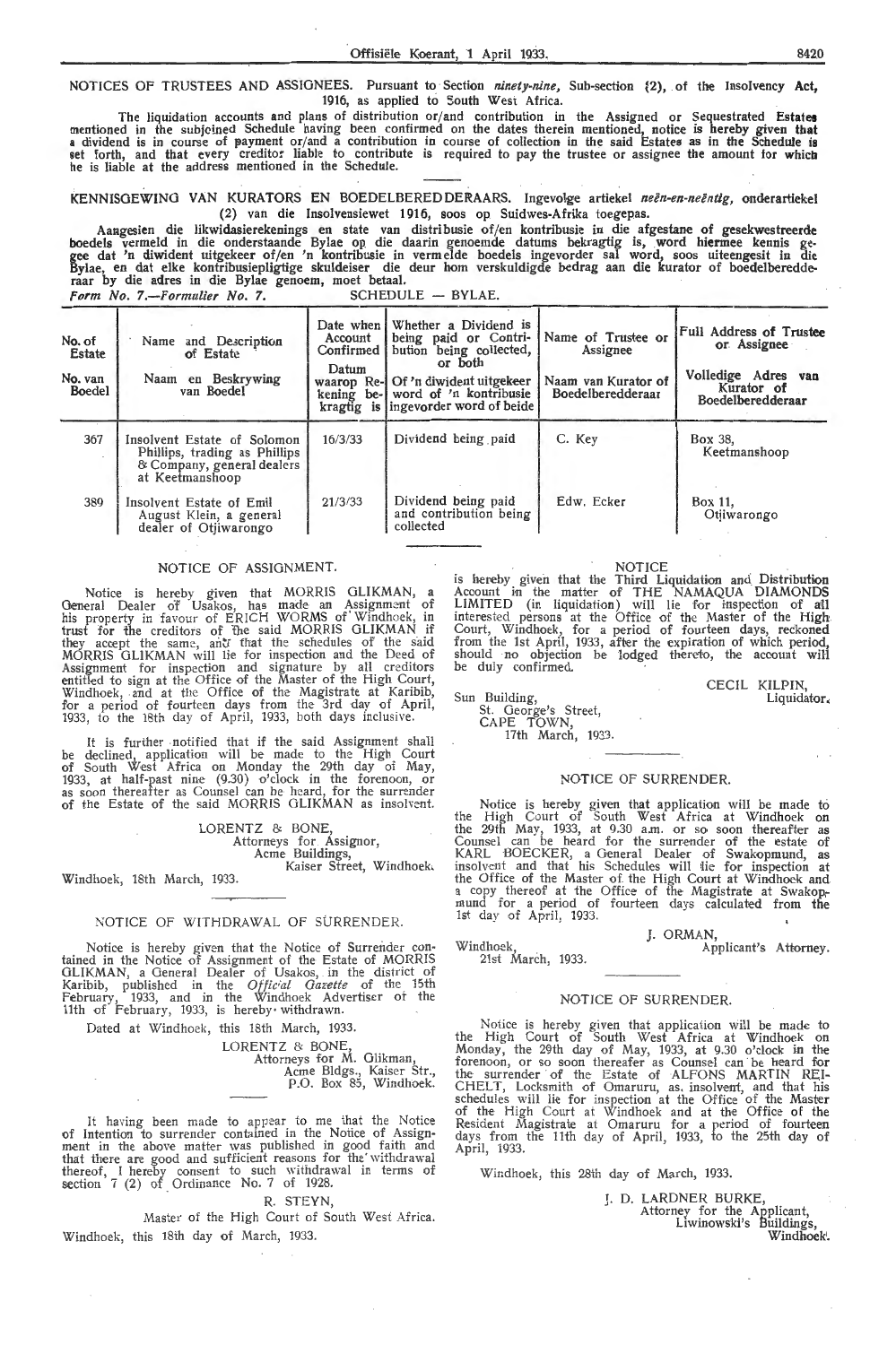NOTICES OF TRUSTEES AND ASSIGNEES. Pursuant to Section *ninety-nine*, Sub-section (2), of the Insolvency Act, 1916, as applied to South West Africa.

The liquidation accounts and plans of distribution or/and contribution in the Assigned or Sequestrated Estates mentioned in the subjoined Schedule having been confirmed on the dates therein mentioned, notice is hereby given that a dividend is in course of payment or/and a contribution in course of collection in the said Estates as in the Schedule is set forth, and that every creditor liable to contribute is required to pay the trustee or assignee the amount for which he is liable at the address mentioned in the Schedule.

KENNISGEWING VAN KURATORS EN BOEDELBEREDDERAARS. Ingevolge artiekel *neën-en-neëntig*, onderartiekel (2) van die Insolvensiewet 1916, soos op Suidwes-Afrika toegepas.

Aangesien die likwidasierekenings en state van distribusie of/en kontribusie in die afgestane of gesekwestreerde boedels vermeld in die onderstaande Bylae op die daarin genoemde datums bekragtig is, word hiermee kennis gegee dat 'n diwident uitgekeer of/en 'n kontribusie in vermelde boedels ingevorder sal word, soos uiteengesit in die Bylae, en dat elke kontribusiepligtige skuldeiser die deur hom verskuldigde bedrag aan die kurator of boedelberedderaar by die adres in die Bylae genoem, moet betaal.

*Form No. 7.—Formulier No. 7.* SCHEDULE — BYLAE.

| No. of Estate / No. van Boedel | Name and Description of Estate / Naam en Beskrywing van Boedel | Date when Account Confirmed / Datum waarop Rekening bekragtig is | Whether a Dividend is being paid or Contribution being collected, or both / Of 'n diwident uitgekeer word of 'n kontribusie ingevorder word of beide | Name of Trustee or Assignee / Naam van Kurator of Boedelberedderaar | Full Address of Trustee or Assignee / Volledige Adres van Kurator of Boedelberedderaar |
|---|---|---|---|---|---|
| 367 | Insolvent Estate of Solomon Phillips, trading as Phillips & Company, general dealers at Keetmanshoop | 16/3/33 | Dividend being paid | C. Key | Box 38, Keetmanshoop |
| 389 | Insolvent Estate of Emil August Klein, a general dealer of Otjiwarongo | 21/3/33 | Dividend being paid and contribution being collected | Edw. Ecker | Box 11, Otjiwarongo |

## NOTICE OF ASSIGNMENT.

Notice is hereby given that MORRIS GLIKMAN, a General Dealer of Usakos, has made an Assignment of his property in favour of ERICH WORMS of Windhoek, in trust for the creditors of the said MORRIS GLIKMAN if they accept the same, and that the schedules of the said MORRIS GLIKMAN will lie for inspection and the Deed of Assignment for inspection and signature by all creditors entitled to sign at the Office of the Master of the High Court, Windhoek, and at the Office of the Magistrate at Karibib, for a period of fourteen days from the 3rd day of April, 1933, to the 18th day of April, 1933, both days inclusive.

It is further notified that if the said Assignment shall be declined, application will be made to the High Court of South West Africa on Monday the 29th day of May, 1933, at half-past nine (9.30) o'clock in the forenoon, or as soon thereafter as Counsel can be heard, for the surrender of the Estate of the said MORRIS GLIKMAN as insolvent.

LORENTZ & BONE,
Attorneys for Assignor,
Acme Buildings,
Kaiser Street, Windhoek.

Windhoek, 18th March, 1933.

## NOTICE OF WITHDRAWAL OF SURRENDER.

Notice is hereby given that the Notice of Surrender contained in the Notice of Assignment of the Estate of MORRIS GLIKMAN, a General Dealer of Usakos, in the district of Karibib, published in the *Official Gazette* of the 15th February, 1933, and in the Windhoek Advertiser of the 11th of February, 1933, is hereby withdrawn.

Dated at Windhoek, this 18th March, 1933.

LORENTZ & BONE,
Attorneys for M. Glikman,
Acme Bldgs., Kaiser Str.,
P.O. Box 85, Windhoek.

It having been made to appear to me that the Notice of Intention to surrender contained in the Notice of Assignment in the above matter was published in good faith and that there are good and sufficient reasons for the withdrawal thereof, I hereby consent to such withdrawal in terms of section 7 (2) of Ordinance No. 7 of 1928.

R. STEYN,
Master of the High Court of South West Africa.

Windhoek, this 18th day of March, 1933.

## NOTICE

is hereby given that the Third Liquidation and Distribution Account in the matter of THE NAMAQUA DIAMONDS LIMITED (in liquidation) will lie for inspection of all interested persons at the Office of the Master of the High Court, Windhoek, for a period of fourteen days, reckoned from the 1st April, 1933, after the expiration of which period, should no objection be lodged thereto, the account will be duly confirmed.

CECIL KILPIN,
Liquidator.

Sun Building,
St. George's Street,
CAPE TOWN,
17th March, 1933.

## NOTICE OF SURRENDER.

Notice is hereby given that application will be made to the High Court of South West Africa at Windhoek on the 29th May, 1933, at 9.30 a.m. or so soon thereafter as Counsel can be heard for the surrender of the estate of KARL BOECKER, a General Dealer of Swakopmund, as insolvent and that his Schedules will lie for inspection at the Office of the Master of the High Court at Windhoek and a copy thereof at the Office of the Magistrate at Swakopmund for a period of fourteen days calculated from the 1st day of April, 1933.

J. ORMAN,
Applicant's Attorney.

Windhoek,
21st March, 1933.

## NOTICE OF SURRENDER.

Notice is hereby given that application will be made to the High Court of South West Africa at Windhoek on Monday, the 29th day of May, 1933, at 9.30 o'clock in the forenoon, or so soon thereafter as Counsel can be heard for the surrender of the Estate of ALFONS MARTIN REICHELT, Locksmith of Omaruru, as insolvent, and that his schedules will lie for inspection at the Office of the Master of the High Court at Windhoek and at the Office of the Resident Magistrate at Omaruru for a period of fourteen days from the 11th day of April, 1933, to the 25th day of April, 1933.

Windhoek, this 28th day of March, 1933.

J. D. LARDNER BURKE,
Attorney for the Applicant,
Liwinowski's Buildings,
Windhoek.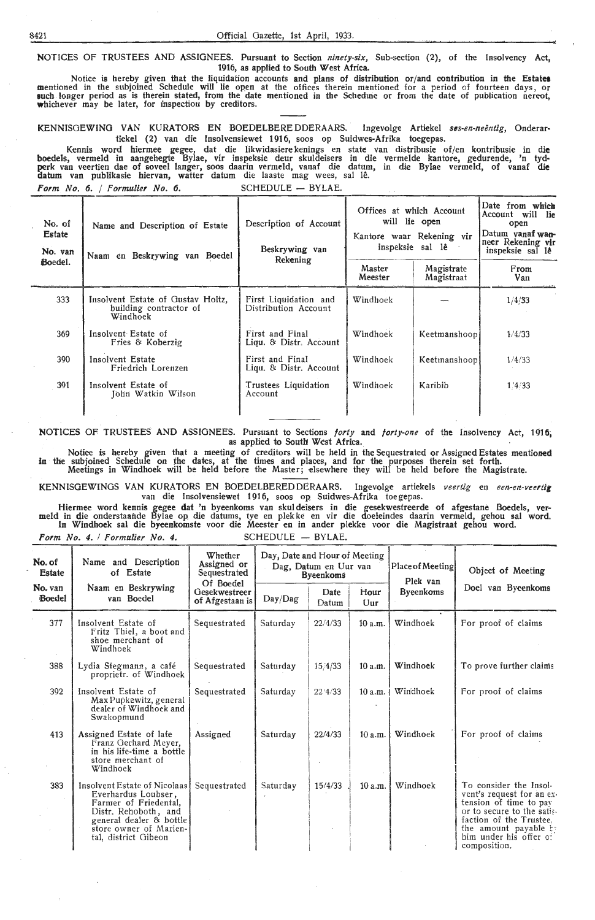NOTICES OF TRUSTEES AND ASSIGNEES. Pursuant to Section *ninety-six,* Sub-section (2), of the Insolvency Act, 1916, as applied to South West Africa.

Notice is hereby given that the liquidation accounts and plans of distribution or/and contribution in the Estates mentioned in the subjoined Schedule will lie open at the offices therein mentioned for a period of fourteen days, or such longer period as is therein stated, from the date mentioned in the Schedule or from the date of publication hereof, whichever may be later, for inspection by creditors.

KENNISGEWING VAN KURATORS EN BOEDELBEREDDERAARS. Ingevolge Artiekel *ses-en-neëntig,* Onderartiekel (2) van die Insolvensiewet 1916, soos op Suidwes-Afrika toegepas.

Kennis word hiermee gegee, dat die likwidasierekenings en state van distribusie of/en kontribusie in die boedels, vermeld in aangehegte Bylae, vir inspeksie deur skuldeisers in die vermelde kantore, gedurende, 'n tydperk van veertien dae of soveel langer, soos daarin vermeld, vanaf die datum, in die Bylae vermeld, of vanaf die datum van publikasie hiervan, watter datum die laaste mag wees, sal lê.

*Form No. 6. / Formulier No. 6.* SCHEDULE — BYLAE.

| No. of Estate / No. van Boedel. | Name and Description of Estate / Naam en Beskrywing van Boedel | Description of Account / Beskrywing van Rekening | Offices at which Account will lie open / Kantore waar Rekening vir inspeksie sal lê | | Date from which Account will lie open / Datum vanaf wanneer Rekening vir inspeksie sal lê |
|---|---|---|---|---|---|
| | | | Master / Meester | Magistrate / Magistraat | From / Van |
| 333 | Insolvent Estate of Gustav Holtz, building contractor of Windhoek | First Liquidation and Distribution Account | Windhoek | — | 1/4/33 |
| 369 | Insolvent Estate of Fries & Koberzig | First and Final Liqu. & Distr. Account | Windhoek | Keetmanshoop | 1/4/33 |
| 390 | Insolvent Estate Friedrich Lorenzen | First and Final Liqu. & Distr. Account | Windhoek | Keetmanshoop | 1/4/33 |
| 391 | Insolvent Estate of John Watkin Wilson | Trustees Liquidation Account | Windhoek | Karibib | 1/4/33 |

NOTICES OF TRUSTEES AND ASSIGNEES. Pursuant to Sections *forty* and *forty-one* of the Insolvency Act, 1916, as applied to South West Africa.

Notice is hereby given that a meeting of creditors will be held in the Sequestrated or Assigned Estates mentioned in the subjoined Schedule on the dates, at the times and places, and for the purposes therein set forth.
Meetings in Windhoek will be held before the Master; elsewhere they will be held before the Magistrate.

KENNISGEWINGS VAN KURATORS EN BOEDELBEREDDERAARS. Ingevolge artiekels *veertig* en *een-en-veertig* van die Insolvensiewet 1916, soos op Suidwes-Afrika toegepas.

Hiermee word kennis gegee dat 'n byeenkoms van skuldeisers in die gesekwestreerde of afgestane Boedels, vermeld in die onderstaande Bylae op die datums, tye en plekke en vir die doeleindes daarin vermeld, gehou sal word.
In Windhoek sal die byeenkomste voor die Meester en in ander plekke voor die Magistraat gehou word.

*Form No. 4. / Formulier No. 4.* SCHEDULE — BYLAE.

| No. of Estate / No. van Boedel | Name and Description of Estate / Naam en Beskrywing van Boedel | Whether Assigned or Sequestrated / Of Boedel Gesekwestreer of Afgestaan is | Day, Date and Hour of Meeting / Dag, Datum en Uur van Byeenkoms | | | Place of Meeting / Plek van Byeenkoms | Object of Meeting / Doel van Byeenkoms |
|---|---|---|---|---|---|---|---|
| | | | Day/Dag | Date / Datum | Hour / Uur | | |
| 377 | Insolvent Estate of Fritz Thiel, a boot and shoe merchant of Windhoek | Sequestrated | Saturday | 22/4/33 | 10 a.m. | Windhoek | For proof of claims |
| 388 | Lydia Stegmann, a café proprietr. of Windhoek | Sequestrated | Saturday | 15/4/33 | 10 a.m. | Windhoek | To prove further claims |
| 392 | Insolvent Estate of Max Pupkewitz, general dealer of Windhoek and Swakopmund | Sequestrated | Saturday | 22/4/33 | 10 a.m. | Windhoek | For proof of claims |
| 413 | Assigned Estate of late Franz Gerhard Meyer, in his life-time a bottle store merchant of Windhoek | Assigned | Saturday | 22/4/33 | 10 a.m. | Windhoek | For proof of claims |
| 383 | Insolvent Estate of Nicolaas Everhardus Loubser, Farmer of Friedental, Distr. Rehoboth, and general dealer & bottle store owner of Mariental, district Gibeon | Sequestrated | Saturday | 15/4/33 | 10 a.m. | Windhoek | To consider the Insolvent's request for an extension of time to pay or to secure to the satisfaction of the Trustee, the amount payable by him under his offer of composition. |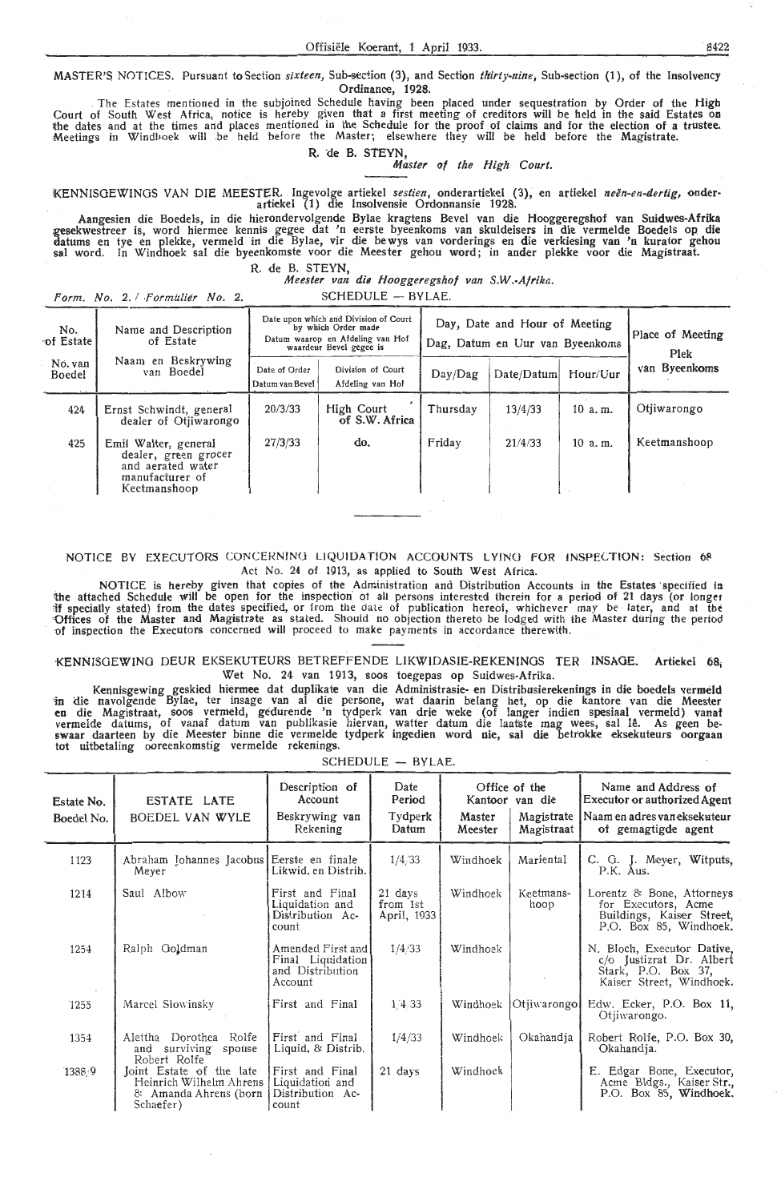MASTER'S NOTICES. Pursuant to Section *sixteen,* Sub-section (3), and Section *thirty-nine,* Sub-section (1), of the Insolvency Ordinance, 1928.

The Estates mentioned in the subjoined Schedule having been placed under sequestration by Order of the High Court of South West Africa, notice is hereby given that a first meeting of creditors will be held in the said Estates on the dates and at the times and places mentioned in the Schedule for the proof of claims and for the election of a trustee. Meetings in Windhoek will be held before the Master; elsewhere they will be held before the Magistrate.

R. de B. STEYN,
*Master of the High Court.*

KENNISGEWINGS VAN DIE MEESTER. Ingevolge artiekel *sestien,* onderartiekel (3), en artiekel *neën-en-dertig,* onderartiekel (1) die Insolvensie Ordonnansie 1928.

Aangesien die Boedels, in die hierondervolgende Bylae kragtens Bevel van die Hooggeregshof van Suidwes-Afrika gesekwestreer is, word hiermee kennis gegee dat 'n eerste byeenkoms van skuldeisers in die vermelde Boedels op die datums en tye en plekke, vermeld in die Bylae, vir die bewys van vorderings en die verkiesing van 'n kurator gehou sal word. In Windhoek sal die byeenkomste voor die Meester gehou word; in ander plekke voor die Magistraat.

R. de B. STEYN,
*Meester van die Hooggeregshof van S.W.-Afrika.*

*Form. No. 2. / Formulier No. 2.* SCHEDULE — BYLAE.

| No. of Estate / No. van Boedel | Name and Description of Estate / Naam en Beskrywing van Boedel | Date upon which and Division of Court by which Order made / Datum waarop en Afdeling van Hof waardeur Bevel gegee is | | Day, Date and Hour of Meeting / Dag, Datum en Uur van Byeenkoms | | | Place of Meeting / Plek van Byeenkoms |
|---|---|---|---|---|---|---|---|
| | | Date of Order / Datum van Bevel | Division of Court / Afdeling van Hof | Day/Dag | Date/Datum | Hour/Uur | |
| 424 | Ernst Schwindt, general dealer of Otjiwarongo | 20/3/33 | High Court of S.W. Africa | Thursday | 13/4/33 | 10 a. m. | Otjiwarongo |
| 425 | Emil Walter, general dealer, green grocer and aerated water manufacturer of Keetmanshoop | 27/3/33 | do. | Friday | 21/4/33 | 10 a. m. | Keetmanshoop |

NOTICE BY EXECUTORS CONCERNING LIQUIDATION ACCOUNTS LYING FOR INSPECTION: Section 68 Act No. 24 of 1913, as applied to South West Africa.

NOTICE is hereby given that copies of the Administration and Distribution Accounts in the Estates specified in the attached Schedule will be open for the inspection of all persons interested therein for a period of 21 days (or longer if specially stated) from the dates specified, or from the date of publication hereof, whichever may be later, and at the Offices of the Master and Magistrate as stated. Should no objection thereto be lodged with the Master during the period of inspection the Executors concerned will proceed to make payments in accordance therewith.

KENNISGEWING DEUR EKSEKUTEURS BETREFFENDE LIKWIDASIE-REKENINGS TER INSAGE. Artiekel 68, Wet No. 24 van 1913, soos toegepas op Suidwes-Afrika.

Kennisgewing geskied hiermee dat duplikate van die Administrasie- en Distribusierekenings in die boedels vermeld in die navolgende Bylae, ter insage van al die persone, wat daarin belang het, op die kantore van die Meester en die Magistraat, soos vermeld, gedurende 'n tydperk van drie weke (of langer indien spesiaal vermeld) vanaf vermelde datums, of vanaf datum van publikasie hiervan, watter datum die laatste mag wees, sal lê. As geen beswaar daarteen by die Meester binne die vermelde tydperk ingedien word nie, sal die betrokke eksekuteurs oorgaan tot uitbetaling ooreenkomstig vermelde rekenings.

SCHEDULE — BYLAE.

| Estate No. / Boedel No. | ESTATE LATE / BOEDEL VAN WYLE | Description of Account / Beskrywing van Rekening | Date Period / Tydperk Datum | Office of the / Kantoor van die | | Name and Address of Executor or authorized Agent / Naam en adres van eksekuteur of gemagtigde agent |
|---|---|---|---|---|---|---|
| | | | | Master / Meester | Magistrate / Magistraat | |
| 1123 | Abraham Johannes Jacobus Meyer | Eerste en finale Likwid. en Distrib. | 1/4/33 | Windhoek | Mariental | C. G. J. Meyer, Witputs, P.K. Aus. |
| 1214 | Saul Albow | First and Final Liquidation and Distribution Account | 21 days from 1st April, 1933 | Windhoek | Keetmanshoop | Lorentz & Bone, Attorneys for Executors, Acme Buildings, Kaiser Street, P.O. Box 85, Windhoek. |
| 1254 | Ralph Goldman | Amended First and Final Liquidation and Distribution Account | 1/4/33 | Windhoek | | N. Bloch, Executor Dative, c/o Justizrat Dr. Albert Stark, P.O. Box 37, Kaiser Street, Windhoek. |
| 1255 | Marcel Slowinsky | First and Final | 1/4/33 | Windhoek | Otjiwarongo | Edw. Ecker, P.O. Box 11, Otjiwarongo. |
| 1354 | Aleitha Dorothea Rolfe and surviving spouse Robert Rolfe | First and Final Liquid. & Distrib. | 1/4/33 | Windhoek | Okahandja | Robert Rolfe, P.O. Box 30, Okahandja. |
| 1388/9 | Joint Estate of the late Heinrich Wilhelm Ahrens & Amanda Ahrens (born Schaefer) | First and Final Liquidation and Distribution Account | 21 days | Windhoek | | E. Edgar Bone, Executor, Acme Bldgs., Kaiser Str., P.O. Box 85, Windhoek. |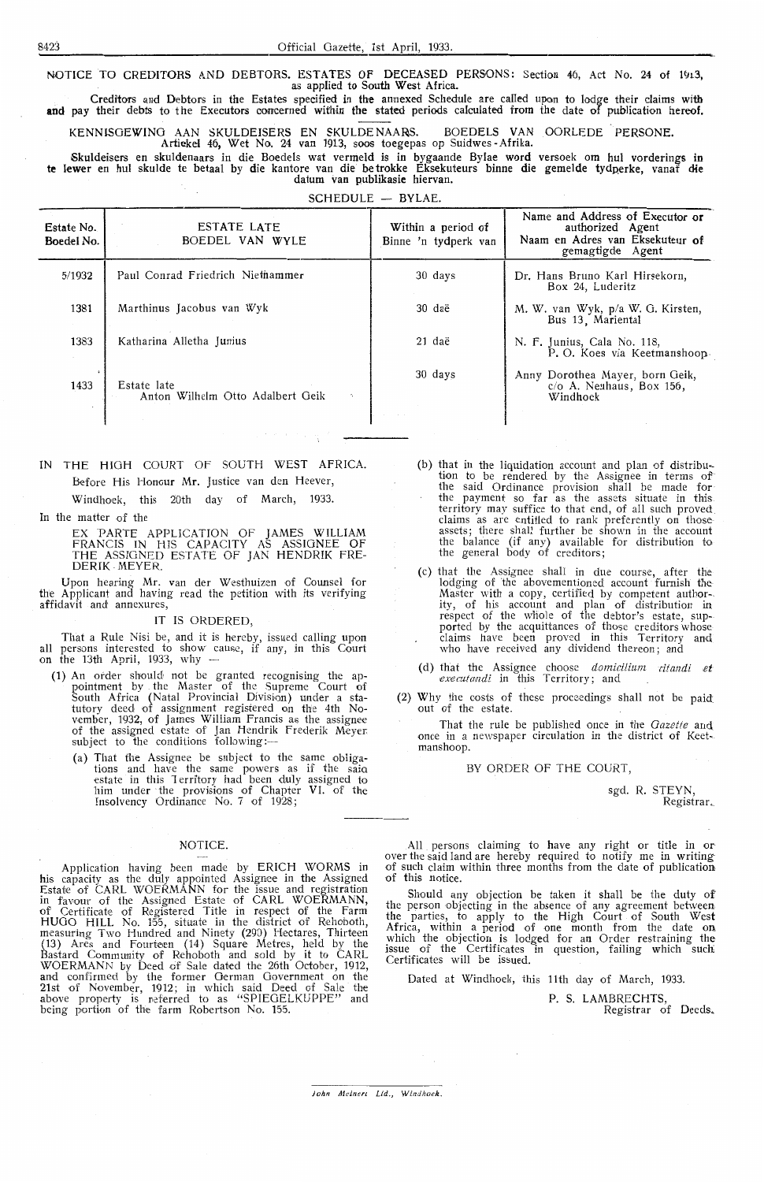NOTICE TO CREDITORS AND DEBTORS. ESTATES OF DECEASED PERSONS: Section 46, Act No. 24 of 1913, as applied to South West Africa.

**Creditors and Debtors in the Estates specified in the annexed Schedule are called upon to lodge their claims with and pay their debts to the Executors concerned within the stated periods calculated from the date of publication hereof.**

KENNISGEWING AAN SKULDEISERS EN SKULDENAARS. BOEDELS VAN OORLEDE PERSONE. Artiekel 46, Wet No. 24 van 1913, soos toegepas op Suidwes-Afrika.

**Skuldeisers en skuldenaars in die Boedels wat vermeld is in bygaande Bylae word versoek om hul vorderings in te lewer en hul skulde te betaal by die kantore van die betrokke Eksekuteurs binne die gemelde tydperke, vanaf die datum van publikasie hiervan.**

SCHEDULE — BYLAE.

| Estate No. Boedel No. | ESTATE LATE BOEDEL VAN WYLE | Within a period of Binne 'n tydperk van | Name and Address of Executor or authorized Agent Naam en Adres van Eksekuteur of gemagtigde Agent |
|---|---|---|---|
| 5/1932 | Paul Conrad Friedrich Niethammer | 30 days | Dr. Hans Bruno Karl Hirsekorn, Box 24, Luderitz |
| 1381 | Marthinus Jacobus van Wyk | 30 daë | M. W. van Wyk, p/a W. G. Kirsten, Bus 13, Mariental |
| 1383 | Katharina Alletha Junius | 21 daë | N. F. Junius, Cala No. 118, P. O. Koes via Keetmanshoop |
| 1433 | Estate late Anton Wilhelm Otto Adalbert Geik | 30 days | Anny Dorothea Mayer, born Geik, c/o A. Neuhaus, Box 156, Windhoek |

IN THE HIGH COURT OF SOUTH WEST AFRICA.

Before His Honour Mr. Justice van den Heever,

Windhoek, this 20th day of March, 1933.

In the matter of the

EX PARTE APPLICATION OF JAMES WILLIAM FRANCIS IN HIS CAPACITY AS ASSIGNEE OF THE ASSIGNED ESTATE OF JAN HENDRIK FREDERIK MEYER.

Upon hearing Mr. van der Westhuizen of Counsel for the Applicant and having read the petition with its verifying affidavit and annexures,

IT IS ORDERED,

That a Rule Nisi be, and it is hereby, issued calling upon all persons interested to show cause, if any, in this Court on the 13th April, 1933, why —

(1) An order should not be granted recognising the appointment by the Master of the Supreme Court of South Africa (Natal Provincial Division) under a statutory deed of assignment registered on the 4th November, 1932, of James William Francis as the assignee of the assigned estate of Jan Hendrik Frederik Meyer subject to the conditions following:—

(a) That the Assignee be subject to the same obligations and have the same powers as if the said estate in this Territory had been duly assigned to him under the provisions of Chapter VI. of the Insolvency Ordinance No. 7 of 1928;

(b) that in the liquidation account and plan of distribution to be rendered by the Assignee in terms of the said Ordinance provision shall be made for the payment so far as the assets situate in this territory may suffice to that end, of all such proved claims as are entitled to rank preferently on those assets; there shall further be shown in the account the balance (if any) available for distribution to the general body of creditors;

(c) that the Assignee shall in due course, after the lodging of the abovementioned account furnish the Master with a copy, certified by competent authority, of his account and plan of distribution in respect of the whole of the debtor's estate, supported by the acquittances of those creditors whose claims have been proved in this Territory and who have received any dividend thereon; and

(d) that the Assignee choose *domicilium citandi et executandi* in this Territory; and

(2) Why the costs of these proceedings shall not be paid out of the estate.

That the rule be published once in the *Gazette* and once in a newspaper circulation in the district of Keetmanshoop.

BY ORDER OF THE COURT,

sgd. R. STEYN,
Registrar.

NOTICE.

Application having been made by ERICH WORMS in his capacity as the duly appointed Assignee in the Assigned Estate of CARL WOERMANN for the issue and registration in favour of the Assigned Estate of CARL WOERMANN, of Certificate of Registered Title in respect of the Farm HUGO HILL No. 155, situate in the district of Rehoboth, measuring Two Hundred and Ninety (290) Hectares, Thirteen (13) Ares and Fourteen (14) Square Metres, held by the Bastard Community of Rehoboth and sold by it to CARL WOERMANN by Deed of Sale dated the 26th October, 1912, and confirmed by the former German Government on the 21st of November, 1912; in which said Deed of Sale the above property is referred to as "SPIEGELKUPPE" and being portion of the farm Robertson No. 155.

All persons claiming to have any right or title in or over the said land are hereby required to notify me in writing of such claim within three months from the date of publication of this notice.

Should any objection be taken it shall be the duty of the person objecting in the absence of any agreement between the parties, to apply to the High Court of South West Africa, within a period of one month from the date on which the objection is lodged for an Order restraining the issue of the Certificates in question, failing which such Certificates will be issued.

Dated at Windhoek, this 11th day of March, 1933.

P. S. LAMBRECHTS,
Registrar of Deeds.

*John Meinert Ltd., Windhoek.*